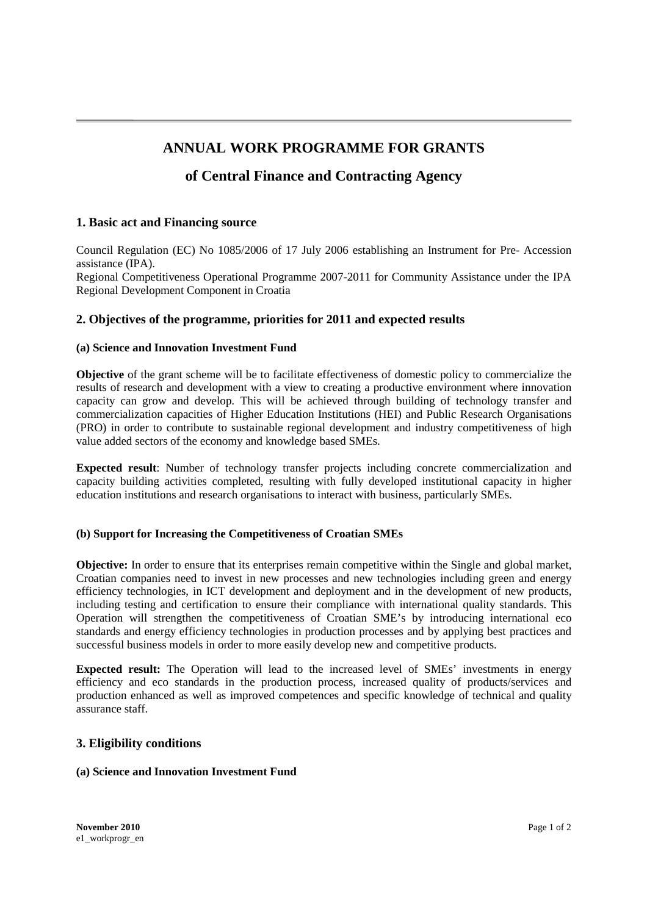# ANNUAL WORK PROGRAMME FOR GRANTS

# of Central Finance and Contracting Agency

## 1. Basic act and Financing source

Council Regulation (EC) No 1085/2006 of 17 July 2006 establishing an Instrument for Pre- Accession assistance (IPA).
Regional Competitiveness Operational Programme 2007-2011 for Community Assistance under the IPA Regional Development Component in Croatia

## 2. Objectives of the programme, priorities for 2011 and expected results

#### (a) Science and Innovation Investment Fund

**Objective** of the grant scheme will be to facilitate effectiveness of domestic policy to commercialize the results of research and development with a view to creating a productive environment where innovation capacity can grow and develop. This will be achieved through building of technology transfer and commercialization capacities of Higher Education Institutions (HEI) and Public Research Organisations (PRO) in order to contribute to sustainable regional development and industry competitiveness of high value added sectors of the economy and knowledge based SMEs.

**Expected result**: Number of technology transfer projects including concrete commercialization and capacity building activities completed, resulting with fully developed institutional capacity in higher education institutions and research organisations to interact with business, particularly SMEs.

#### (b) Support for Increasing the Competitiveness of Croatian SMEs

**Objective:** In order to ensure that its enterprises remain competitive within the Single and global market, Croatian companies need to invest in new processes and new technologies including green and energy efficiency technologies, in ICT development and deployment and in the development of new products, including testing and certification to ensure their compliance with international quality standards. This Operation will strengthen the competitiveness of Croatian SME's by introducing international eco standards and energy efficiency technologies in production processes and by applying best practices and successful business models in order to more easily develop new and competitive products.

**Expected result:** The Operation will lead to the increased level of SMEs' investments in energy efficiency and eco standards in the production process, increased quality of products/services and production enhanced as well as improved competences and specific knowledge of technical and quality assurance staff.

## 3. Eligibility conditions

#### (a) Science and Innovation Investment Fund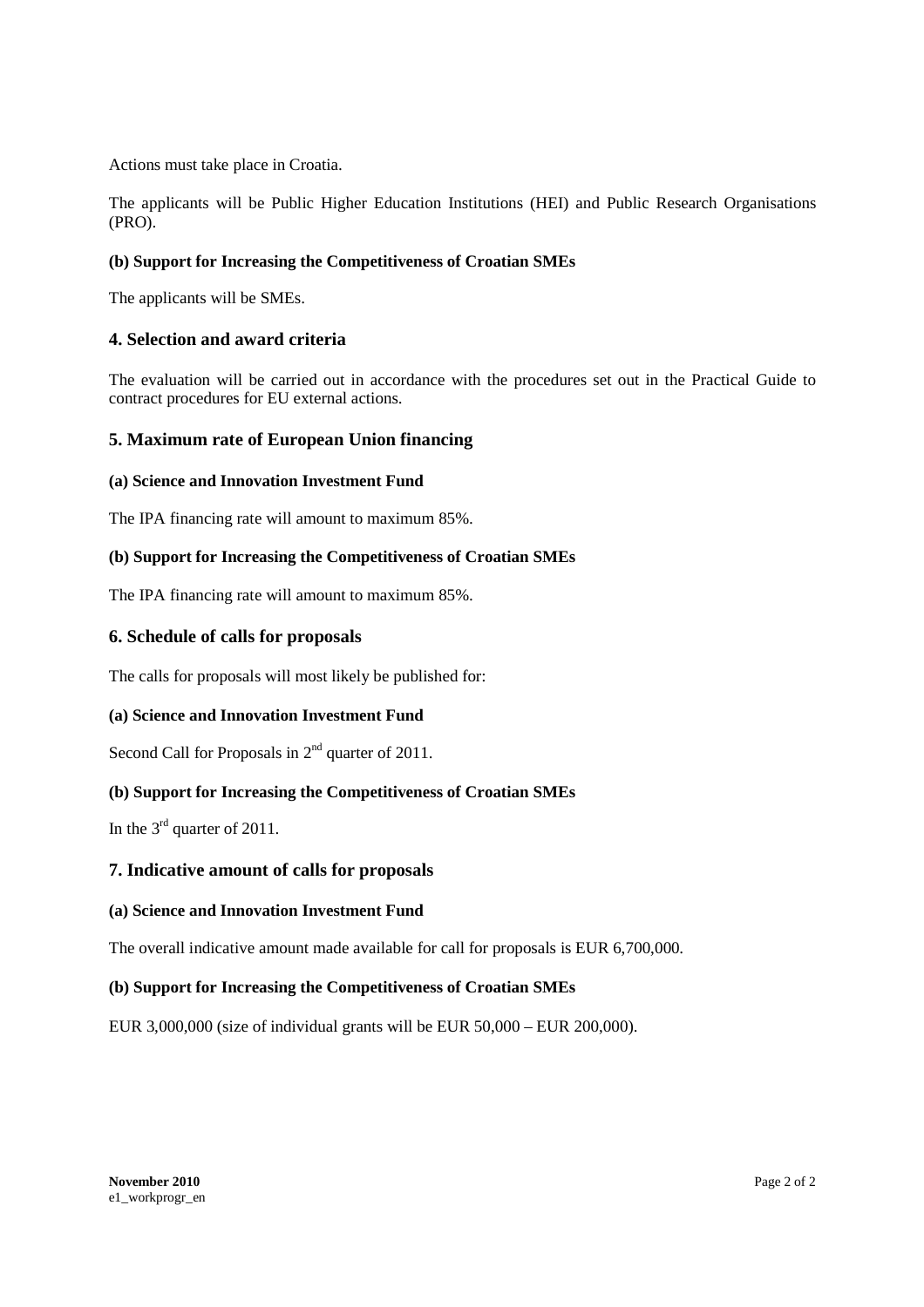Actions must take place in Croatia.

The applicants will be Public Higher Education Institutions (HEI) and Public Research Organisations (PRO).

**(b) Support for Increasing the Competitiveness of Croatian SMEs**

The applicants will be SMEs.

## 4. Selection and award criteria

The evaluation will be carried out in accordance with the procedures set out in the Practical Guide to contract procedures for EU external actions.

## 5. Maximum rate of European Union financing

**(a) Science and Innovation Investment Fund**

The IPA financing rate will amount to maximum 85%.

**(b) Support for Increasing the Competitiveness of Croatian SMEs**

The IPA financing rate will amount to maximum 85%.

## 6. Schedule of calls for proposals

The calls for proposals will most likely be published for:

**(a) Science and Innovation Investment Fund**

Second Call for Proposals in 2nd quarter of 2011.

**(b) Support for Increasing the Competitiveness of Croatian SMEs**

In the 3rd quarter of 2011.

## 7. Indicative amount of calls for proposals

**(a) Science and Innovation Investment Fund**

The overall indicative amount made available for call for proposals is EUR 6,700,000.

**(b) Support for Increasing the Competitiveness of Croatian SMEs**

EUR 3,000,000 (size of individual grants will be EUR 50,000 – EUR 200,000).

**November 2010**
e1_workprogr_en